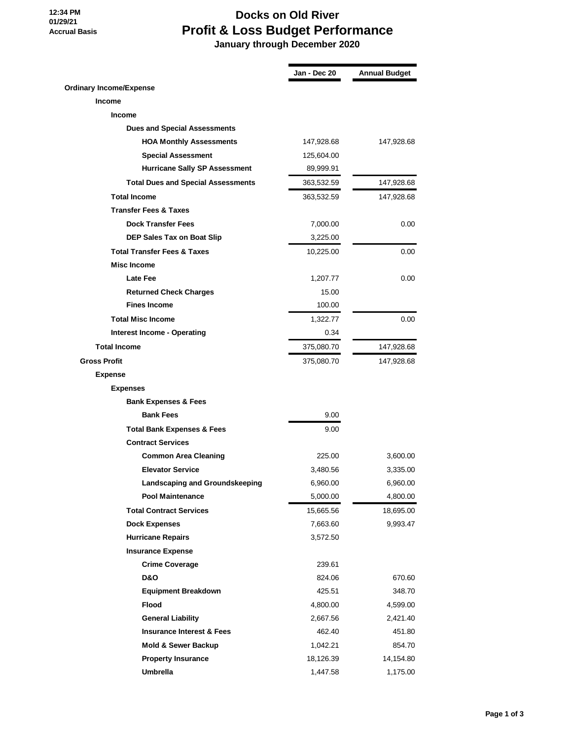12:34 PM
01/29/21
Accrual Basis

# Docks on Old River
## Profit & Loss Budget Performance
### January through December 2020

| | Jan - Dec 20 | Annual Budget |
|---|---|---|
| **Ordinary Income/Expense** | | |
| **Income** | | |
| **Income** | | |
| **Dues and Special Assessments** | | |
| **HOA Monthly Assessments** | 147,928.68 | 147,928.68 |
| **Special Assessment** | 125,604.00 | |
| **Hurricane Sally SP Assessment** | 89,999.91 | |
| **Total Dues and Special Assessments** | 363,532.59 | 147,928.68 |
| **Total Income** | 363,532.59 | 147,928.68 |
| **Transfer Fees & Taxes** | | |
| **Dock Transfer Fees** | 7,000.00 | 0.00 |
| **DEP Sales Tax on Boat Slip** | 3,225.00 | |
| **Total Transfer Fees & Taxes** | 10,225.00 | 0.00 |
| **Misc Income** | | |
| **Late Fee** | 1,207.77 | 0.00 |
| **Returned Check Charges** | 15.00 | |
| **Fines Income** | 100.00 | |
| **Total Misc Income** | 1,322.77 | 0.00 |
| **Interest Income - Operating** | 0.34 | |
| **Total Income** | 375,080.70 | 147,928.68 |
| **Gross Profit** | 375,080.70 | 147,928.68 |
| **Expense** | | |
| **Expenses** | | |
| **Bank Expenses & Fees** | | |
| **Bank Fees** | 9.00 | |
| **Total Bank Expenses & Fees** | 9.00 | |
| **Contract Services** | | |
| **Common Area Cleaning** | 225.00 | 3,600.00 |
| **Elevator Service** | 3,480.56 | 3,335.00 |
| **Landscaping and Groundskeeping** | 6,960.00 | 6,960.00 |
| **Pool Maintenance** | 5,000.00 | 4,800.00 |
| **Total Contract Services** | 15,665.56 | 18,695.00 |
| **Dock Expenses** | 7,663.60 | 9,993.47 |
| **Hurricane Repairs** | 3,572.50 | |
| **Insurance Expense** | | |
| **Crime Coverage** | 239.61 | |
| **D&O** | 824.06 | 670.60 |
| **Equipment Breakdown** | 425.51 | 348.70 |
| **Flood** | 4,800.00 | 4,599.00 |
| **General Liability** | 2,667.56 | 2,421.40 |
| **Insurance Interest & Fees** | 462.40 | 451.80 |
| **Mold & Sewer Backup** | 1,042.21 | 854.70 |
| **Property Insurance** | 18,126.39 | 14,154.80 |
| **Umbrella** | 1,447.58 | 1,175.00 |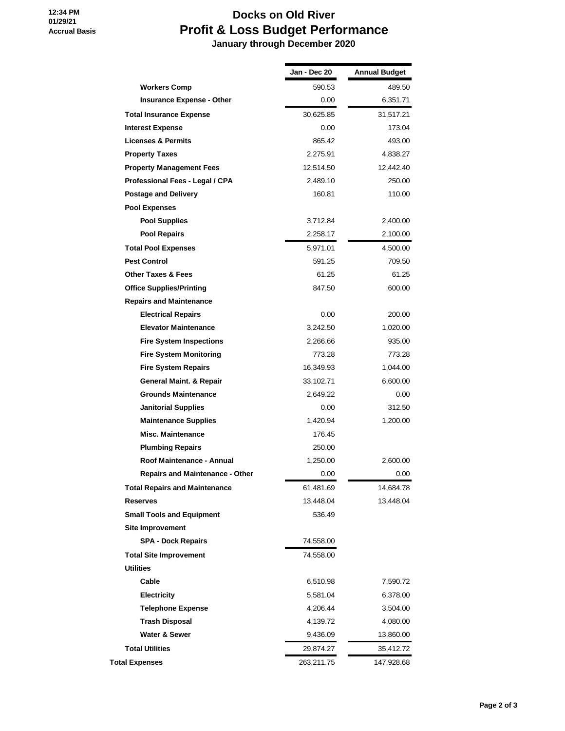12:34 PM
01/29/21
Accrual Basis

# Docks on Old River
## Profit & Loss Budget Performance
### January through December 2020

| | Jan - Dec 20 | Annual Budget |
|---|---|---|
| Workers Comp | 590.53 | 489.50 |
| Insurance Expense - Other | 0.00 | 6,351.71 |
| **Total Insurance Expense** | 30,625.85 | 31,517.21 |
| **Interest Expense** | 0.00 | 173.04 |
| **Licenses & Permits** | 865.42 | 493.00 |
| **Property Taxes** | 2,275.91 | 4,838.27 |
| **Property Management Fees** | 12,514.50 | 12,442.40 |
| **Professional Fees - Legal / CPA** | 2,489.10 | 250.00 |
| **Postage and Delivery** | 160.81 | 110.00 |
| **Pool Expenses** | | |
| Pool Supplies | 3,712.84 | 2,400.00 |
| Pool Repairs | 2,258.17 | 2,100.00 |
| **Total Pool Expenses** | 5,971.01 | 4,500.00 |
| **Pest Control** | 591.25 | 709.50 |
| **Other Taxes & Fees** | 61.25 | 61.25 |
| **Office Supplies/Printing** | 847.50 | 600.00 |
| **Repairs and Maintenance** | | |
| Electrical Repairs | 0.00 | 200.00 |
| Elevator Maintenance | 3,242.50 | 1,020.00 |
| Fire System Inspections | 2,266.66 | 935.00 |
| Fire System Monitoring | 773.28 | 773.28 |
| Fire System Repairs | 16,349.93 | 1,044.00 |
| General Maint. & Repair | 33,102.71 | 6,600.00 |
| Grounds Maintenance | 2,649.22 | 0.00 |
| Janitorial Supplies | 0.00 | 312.50 |
| Maintenance Supplies | 1,420.94 | 1,200.00 |
| Misc. Maintenance | 176.45 | |
| Plumbing Repairs | 250.00 | |
| Roof Maintenance - Annual | 1,250.00 | 2,600.00 |
| Repairs and Maintenance - Other | 0.00 | 0.00 |
| **Total Repairs and Maintenance** | 61,481.69 | 14,684.78 |
| **Reserves** | 13,448.04 | 13,448.04 |
| **Small Tools and Equipment** | 536.49 | |
| **Site Improvement** | | |
| SPA - Dock Repairs | 74,558.00 | |
| **Total Site Improvement** | 74,558.00 | |
| **Utilities** | | |
| Cable | 6,510.98 | 7,590.72 |
| Electricity | 5,581.04 | 6,378.00 |
| Telephone Expense | 4,206.44 | 3,504.00 |
| Trash Disposal | 4,139.72 | 4,080.00 |
| Water & Sewer | 9,436.09 | 13,860.00 |
| **Total Utilities** | 29,874.27 | 35,412.72 |
| **Total Expenses** | 263,211.75 | 147,928.68 |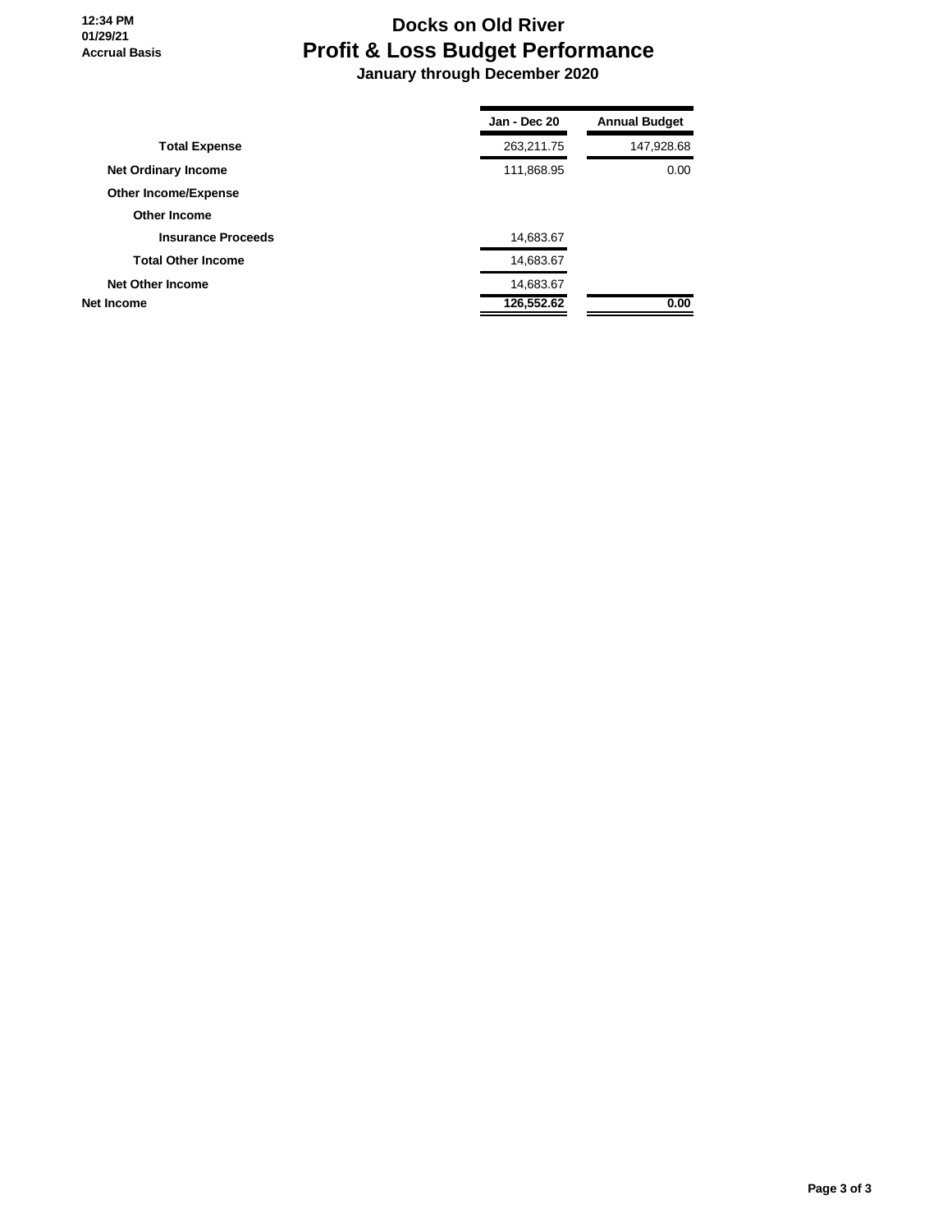# Docks on Old River

## Profit & Loss Budget Performance

### January through December 2020

12:34 PM
01/29/21
Accrual Basis

| | Jan - Dec 20 | Annual Budget |
|---|---|---|
| **Total Expense** | 263,211.75 | 147,928.68 |
| **Net Ordinary Income** | 111,868.95 | 0.00 |
| **Other Income/Expense** | | |
| **Other Income** | | |
| **Insurance Proceeds** | 14,683.67 | |
| **Total Other Income** | 14,683.67 | |
| **Net Other Income** | 14,683.67 | |
| **Net Income** | **126,552.62** | **0.00** |